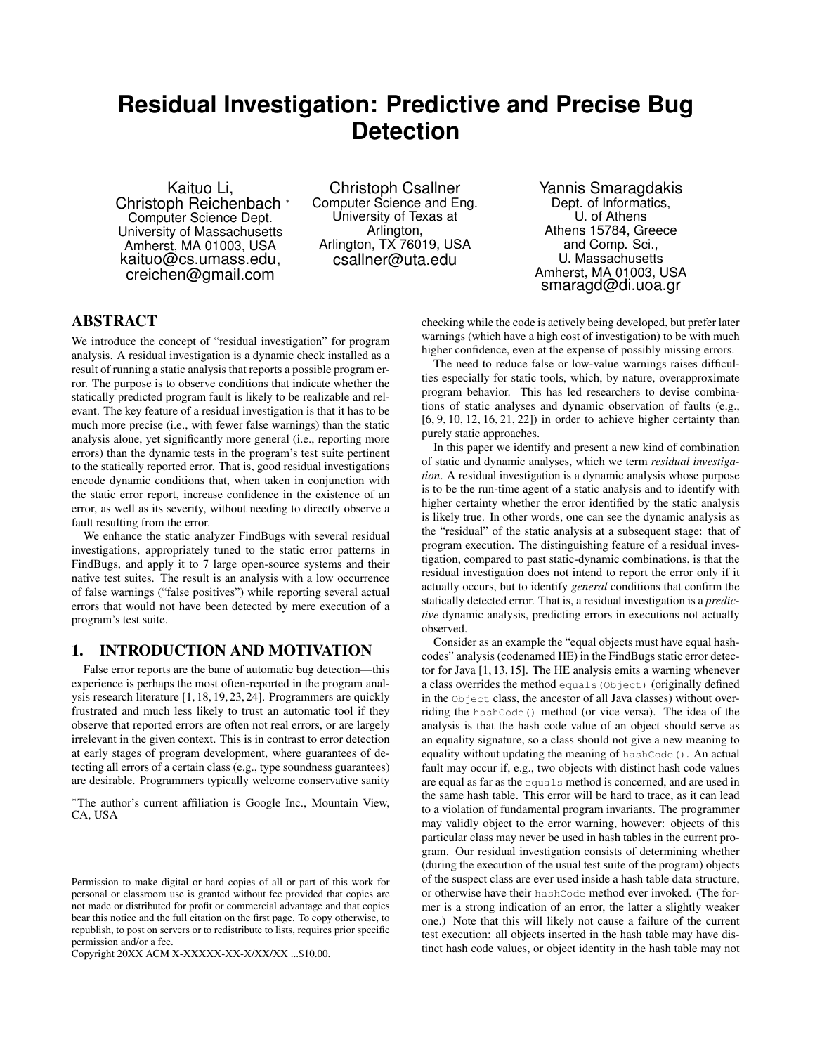# Residual Investigation: Predictive and Precise Bug Detection

Kaituo Li, Christoph Reichenbach *
Computer Science Dept.
University of Massachusetts
Amherst, MA 01003, USA
kaituo@cs.umass.edu, creichen@gmail.com

Christoph Csallner
Computer Science and Eng.
University of Texas at Arlington,
Arlington, TX 76019, USA
csallner@uta.edu

Yannis Smaragdakis
Dept. of Informatics, U. of Athens
Athens 15784, Greece
and Comp. Sci., U. Massachusetts
Amherst, MA 01003, USA
smaragd@di.uoa.gr

## ABSTRACT

We introduce the concept of "residual investigation" for program analysis. A residual investigation is a dynamic check installed as a result of running a static analysis that reports a possible program error. The purpose is to observe conditions that indicate whether the statically predicted program fault is likely to be realizable and relevant. The key feature of a residual investigation is that it has to be much more precise (i.e., with fewer false warnings) than the static analysis alone, yet significantly more general (i.e., reporting more errors) than the dynamic tests in the program's test suite pertinent to the statically reported error. That is, good residual investigations encode dynamic conditions that, when taken in conjunction with the static error report, increase confidence in the existence of an error, as well as its severity, without needing to directly observe a fault resulting from the error.

We enhance the static analyzer FindBugs with several residual investigations, appropriately tuned to the static error patterns in FindBugs, and apply it to 7 large open-source systems and their native test suites. The result is an analysis with a low occurrence of false warnings ("false positives") while reporting several actual errors that would not have been detected by mere execution of a program's test suite.

## 1. INTRODUCTION AND MOTIVATION

False error reports are the bane of automatic bug detection—this experience is perhaps the most often-reported in the program analysis research literature [1, 18, 19, 23, 24]. Programmers are quickly frustrated and much less likely to trust an automatic tool if they observe that reported errors are often not real errors, or are largely irrelevant in the given context. This is in contrast to error detection at early stages of program development, where guarantees of detecting all errors of a certain class (e.g., type soundness guarantees) are desirable. Programmers typically welcome conservative sanity checking while the code is actively being developed, but prefer later warnings (which have a high cost of investigation) to be with much higher confidence, even at the expense of possibly missing errors.

*The author's current affiliation is Google Inc., Mountain View, CA, USA

Permission to make digital or hard copies of all or part of this work for personal or classroom use is granted without fee provided that copies are not made or distributed for profit or commercial advantage and that copies bear this notice and the full citation on the first page. To copy otherwise, to republish, to post on servers or to redistribute to lists, requires prior specific permission and/or a fee.
Copyright 20XX ACM X-XXXXX-XX-X/XX/XX ...$10.00.

The need to reduce false or low-value warnings raises difficulties especially for static tools, which, by nature, overapproximate program behavior. This has led researchers to devise combinations of static analyses and dynamic observation of faults (e.g., [6, 9, 10, 12, 16, 21, 22]) in order to achieve higher certainty than purely static approaches.

In this paper we identify and present a new kind of combination of static and dynamic analyses, which we term *residual investigation*. A residual investigation is a dynamic analysis whose purpose is to be the run-time agent of a static analysis and to identify with higher certainty whether the error identified by the static analysis is likely true. In other words, one can see the dynamic analysis as the "residual" of the static analysis at a subsequent stage: that of program execution. The distinguishing feature of a residual investigation, compared to past static-dynamic combinations, is that the residual investigation does not intend to report the error only if it actually occurs, but to identify *general* conditions that confirm the statically detected error. That is, a residual investigation is a *predictive* dynamic analysis, predicting errors in executions not actually observed.

Consider as an example the "equal objects must have equal hashcodes" analysis (codenamed HE) in the FindBugs static error detector for Java [1, 13, 15]. The HE analysis emits a warning whenever a class overrides the method `equals(Object)` (originally defined in the `Object` class, the ancestor of all Java classes) without overriding the `hashCode()` method (or vice versa). The idea of the analysis is that the hash code value of an object should serve as an equality signature, so a class should not give a new meaning to equality without updating the meaning of `hashCode()`. An actual fault may occur if, e.g., two objects with distinct hash code values are equal as far as the `equals` method is concerned, and are used in the same hash table. This error will be hard to trace, as it can lead to a violation of fundamental program invariants. The programmer may validly object to the error warning, however: objects of this particular class may never be used in hash tables in the current program. Our residual investigation consists of determining whether (during the execution of the usual test suite of the program) objects of the suspect class are ever used inside a hash table data structure, or otherwise have their `hashCode` method ever invoked. (The former is a strong indication of an error, the latter a slightly weaker one.) Note that this will likely not cause a failure of the current test execution: all objects inserted in the hash table may have distinct hash code values, or object identity in the hash table may not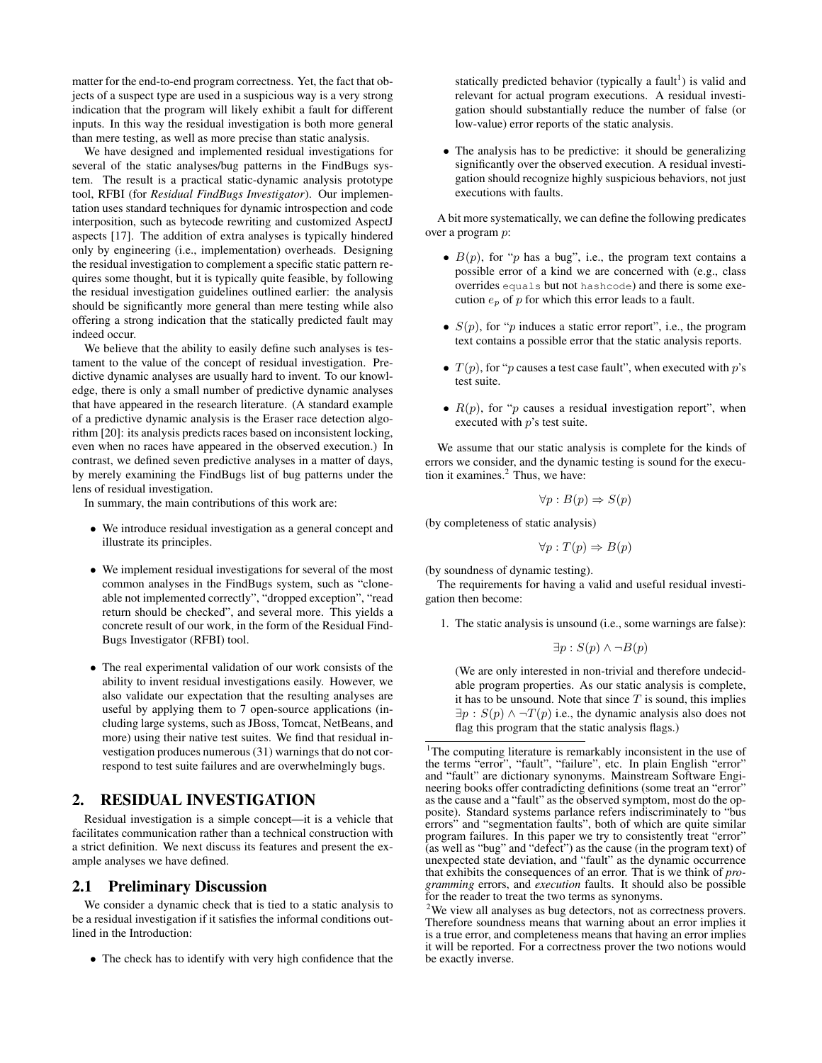matter for the end-to-end program correctness. Yet, the fact that objects of a suspect type are used in a suspicious way is a very strong indication that the program will likely exhibit a fault for different inputs. In this way the residual investigation is both more general than mere testing, as well as more precise than static analysis.

We have designed and implemented residual investigations for several of the static analyses/bug patterns in the FindBugs system. The result is a practical static-dynamic analysis prototype tool, RFBI (for ***Residual FindBugs Investigator***). Our implementation uses standard techniques for dynamic introspection and code interposition, such as bytecode rewriting and customized AspectJ aspects [17]. The addition of extra analyses is typically hindered only by engineering (i.e., implementation) overheads. Designing the residual investigation to complement a specific static pattern requires some thought, but it is typically quite feasible, by following the residual investigation guidelines outlined earlier: the analysis should be significantly more general than mere testing while also offering a strong indication that the statically predicted fault may indeed occur.

We believe that the ability to easily define such analyses is testament to the value of the concept of residual investigation. Predictive dynamic analyses are usually hard to invent. To our knowledge, there is only a small number of predictive dynamic analyses that have appeared in the research literature. (A standard example of a predictive dynamic analysis is the Eraser race detection algorithm [20]: its analysis predicts races based on inconsistent locking, even when no races have appeared in the observed execution.) In contrast, we defined seven predictive analyses in a matter of days, by merely examining the FindBugs list of bug patterns under the lens of residual investigation.

In summary, the main contributions of this work are:

- We introduce residual investigation as a general concept and illustrate its principles.
- We implement residual investigations for several of the most common analyses in the FindBugs system, such as "cloneable not implemented correctly", "dropped exception", "read return should be checked", and several more. This yields a concrete result of our work, in the form of the Residual FindBugs Investigator (RFBI) tool.
- The real experimental validation of our work consists of the ability to invent residual investigations easily. However, we also validate our expectation that the resulting analyses are useful by applying them to 7 open-source applications (including large systems, such as JBoss, Tomcat, NetBeans, and more) using their native test suites. We find that residual investigation produces numerous (31) warnings that do not correspond to test suite failures and are overwhelmingly bugs.

## 2. RESIDUAL INVESTIGATION

Residual investigation is a simple concept—it is a vehicle that facilitates communication rather than a technical construction with a strict definition. We next discuss its features and present the example analyses we have defined.

### 2.1 Preliminary Discussion

We consider a dynamic check that is tied to a static analysis to be a residual investigation if it satisfies the informal conditions outlined in the Introduction:

- The check has to identify with very high confidence that the statically predicted behavior (typically a fault[1]) is valid and relevant for actual program executions. A residual investigation should substantially reduce the number of false (or low-value) error reports of the static analysis.
- The analysis has to be predictive: it should be generalizing significantly over the observed execution. A residual investigation should recognize highly suspicious behaviors, not just executions with faults.

A bit more systematically, we can define the following predicates over a program $p$:

- $B(p)$, for "$p$ has a bug", i.e., the program text contains a possible error of a kind we are concerned with (e.g., class overrides `equals` but not `hashcode`) and there is some execution $e_p$ of $p$ for which this error leads to a fault.
- $S(p)$, for "$p$ induces a static error report", i.e., the program text contains a possible error that the static analysis reports.
- $T(p)$, for "$p$ causes a test case fault", when executed with $p$'s test suite.
- $R(p)$, for "$p$ causes a residual investigation report", when executed with $p$'s test suite.

We assume that our static analysis is complete for the kinds of errors we consider, and the dynamic testing is sound for the execution it examines.[2] Thus, we have:

$$\forall p : B(p) \Rightarrow S(p)$$

(by completeness of static analysis)

$$\forall p : T(p) \Rightarrow B(p)$$

(by soundness of dynamic testing).

The requirements for having a valid and useful residual investigation then become:

1. The static analysis is unsound (i.e., some warnings are false):

   $$\exists p : S(p) \wedge \neg B(p)$$

   (We are only interested in non-trivial and therefore undecidable program properties. As our static analysis is complete, it has to be unsound. Note that since $T$ is sound, this implies $\exists p : S(p) \wedge \neg T(p)$ i.e., the dynamic analysis also does not flag this program that the static analysis flags.)

[1]The computing literature is remarkably inconsistent in the use of the terms "error", "fault", "failure", etc. In plain English "error" and "fault" are dictionary synonyms. Mainstream Software Engineering books offer contradicting definitions (some treat an "error" as the cause and a "fault" as the observed symptom, most do the opposite). Standard systems parlance refers indiscriminately to "bus errors" and "segmentation faults", both of which are quite similar program failures. In this paper we try to consistently treat "error" (as well as "bug" and "defect") as the cause (in the program text) of unexpected state deviation, and "fault" as the dynamic occurrence that exhibits the consequences of an error. That is we think of *programming* errors, and *execution* faults. It should also be possible for the reader to treat the two terms as synonyms.

[2]We view all analyses as bug detectors, not as correctness provers. Therefore soundness means that warning about an error implies it is a true error, and completeness means that having an error implies it will be reported. For a correctness prover the two notions would be exactly inverse.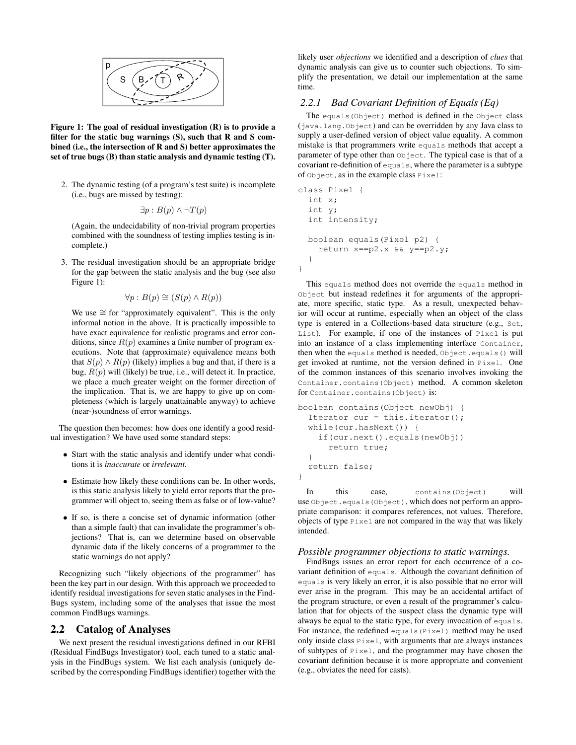p

S B T R

**Figure 1: The goal of residual investigation (R) is to provide a filter for the static bug warnings (S), such that R and S combined (i.e., the intersection of R and S) better approximates the set of true bugs (B) than static analysis and dynamic testing (T).**

2. The dynamic testing (of a program's test suite) is incomplete (i.e., bugs are missed by testing):

$$\exists p : B(p) \wedge \neg T(p)$$

(Again, the undecidability of non-trivial program properties combined with the soundness of testing implies testing is incomplete.)

3. The residual investigation should be an appropriate bridge for the gap between the static analysis and the bug (see also Figure 1):

$$\forall p : B(p) \cong (S(p) \wedge R(p))$$

We use $\cong$ for "approximately equivalent". This is the only informal notion in the above. It is practically impossible to have exact equivalence for realistic programs and error conditions, since $R(p)$ examines a finite number of program executions. Note that (approximate) equivalence means both that $S(p) \wedge R(p)$ (likely) implies a bug and that, if there is a bug, $R(p)$ will (likely) be true, i.e., will detect it. In practice, we place a much greater weight on the former direction of the implication. That is, we are happy to give up on completeness (which is largely unattainable anyway) to achieve (near-)soundness of error warnings.

The question then becomes: how does one identify a good residual investigation? We have used some standard steps:

- Start with the static analysis and identify under what conditions it is *inaccurate* or *irrelevant*.
- Estimate how likely these conditions can be. In other words, is this static analysis likely to yield error reports that the programmer will object to, seeing them as false or of low-value?
- If so, is there a concise set of dynamic information (other than a simple fault) that can invalidate the programmer's objections? That is, can we determine based on observable dynamic data if the likely concerns of a programmer to the static warnings do not apply?

Recognizing such "likely objections of the programmer" has been the key part in our design. With this approach we proceeded to identify residual investigations for seven static analyses in the FindBugs system, including some of the analyses that issue the most common FindBugs warnings.

## 2.2 Catalog of Analyses

We next present the residual investigations defined in our RFBI (Residual FindBugs Investigator) tool, each tuned to a static analysis in the FindBugs system. We list each analysis (uniquely described by the corresponding FindBugs identifier) together with the likely user *objections* we identified and a description of *clues* that dynamic analysis can give us to counter such objections. To simplify the presentation, we detail our implementation at the same time.

### 2.2.1 Bad Covariant Definition of Equals (Eq)

The `equals(Object)` method is defined in the `Object` class (`java.lang.Object`) and can be overridden by any Java class to supply a user-defined version of object value equality. A common mistake is that programmers write `equals` methods that accept a parameter of type other than `Object`. The typical case is that of a covariant re-definition of `equals`, where the parameter is a subtype of `Object`, as in the example class `Pixel`:

```
class Pixel {
  int x;
  int y;
  int intensity;

  boolean equals(Pixel p2) {
    return x==p2.x && y==p2.y;
  }
}
```

This `equals` method does not override the `equals` method in `Object` but instead redefines it for arguments of the appropriate, more specific, static type. As a result, unexpected behavior will occur at runtime, especially when an object of the class type is entered in a Collections-based data structure (e.g., `Set`, `List`). For example, if one of the instances of `Pixel` is put into an instance of a class implementing interface `Container`, then when the `equals` method is needed, `Object.equals()` will get invoked at runtime, not the version defined in `Pixel`. One of the common instances of this scenario involves invoking the `Container.contains(Object)` method. A common skeleton for `Container.contains(Object)` is:

```
boolean contains(Object newObj) {
  Iterator cur = this.iterator();
  while(cur.hasNext()) {
    if(cur.next().equals(newObj))
      return true;
  }
  return false;
}
```

In this case, `contains(Object)` will use `Object.equals(Object)`, which does not perform an appropriate comparison: it compares references, not values. Therefore, objects of type `Pixel` are not compared in the way that was likely intended.

#### *Possible programmer objections to static warnings.*

FindBugs issues an error report for each occurrence of a covariant definition of `equals`. Although the covariant definition of `equals` is very likely an error, it is also possible that no error will ever arise in the program. This may be an accidental artifact of the program structure, or even a result of the programmer's calculation that for objects of the suspect class the dynamic type will always be equal to the static type, for every invocation of `equals`. For instance, the redefined `equals(Pixel)` method may be used only inside class `Pixel`, with arguments that are always instances of subtypes of `Pixel`, and the programmer may have chosen the covariant definition because it is more appropriate and convenient (e.g., obviates the need for casts).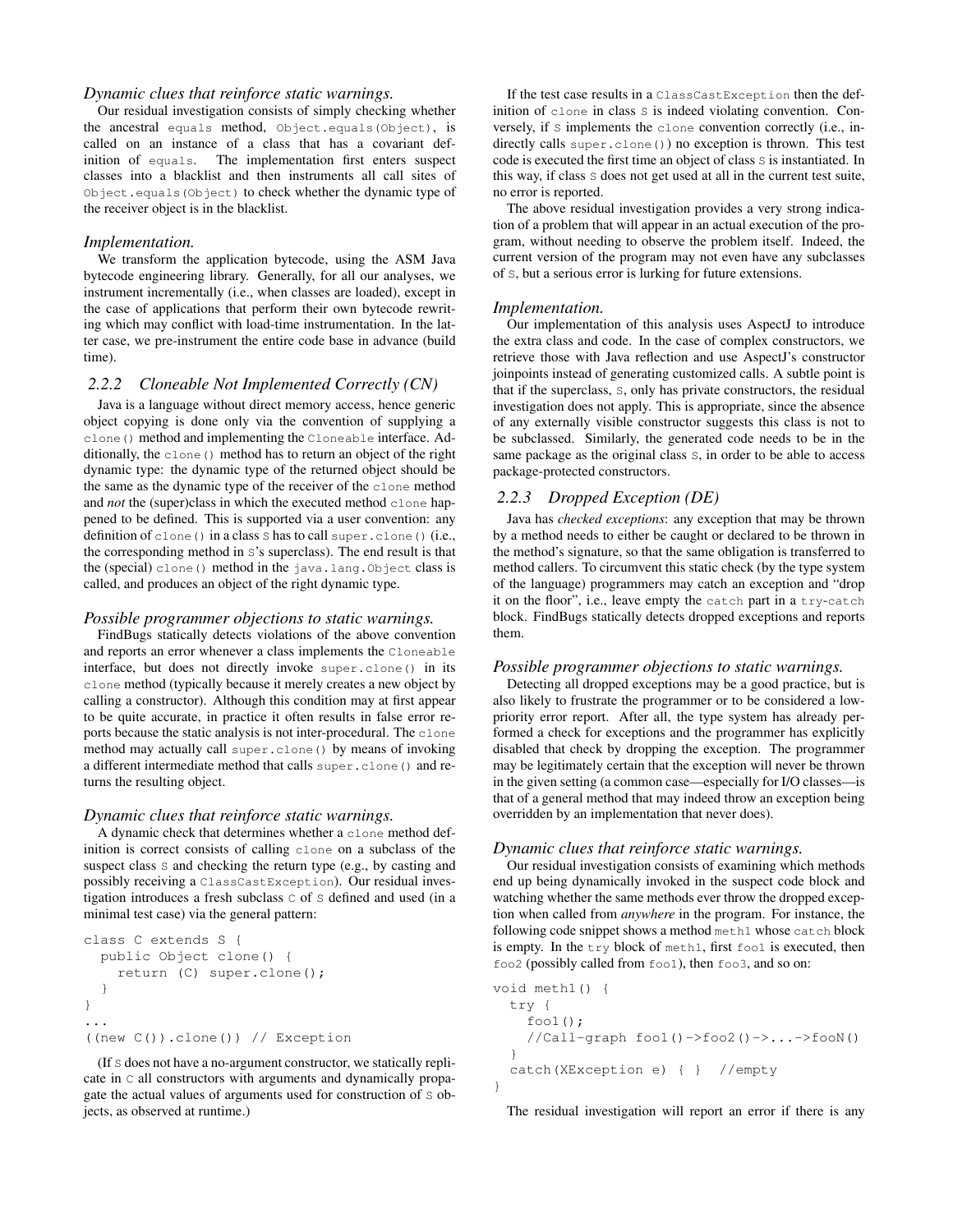*Dynamic clues that reinforce static warnings.*

Our residual investigation consists of simply checking whether the ancestral `equals` method, `Object.equals(Object)`, is called on an instance of a class that has a covariant definition of `equals`. The implementation first enters suspect classes into a blacklist and then instruments all call sites of `Object.equals(Object)` to check whether the dynamic type of the receiver object is in the blacklist.

*Implementation.*

We transform the application bytecode, using the ASM Java bytecode engineering library. Generally, for all our analyses, we instrument incrementally (i.e., when classes are loaded), except in the case of applications that perform their own bytecode rewriting which may conflict with load-time instrumentation. In the latter case, we pre-instrument the entire code base in advance (build time).

### *2.2.2 Cloneable Not Implemented Correctly (CN)*

Java is a language without direct memory access, hence generic object copying is done only via the convention of supplying a `clone()` method and implementing the `Cloneable` interface. Additionally, the `clone()` method has to return an object of the right dynamic type: the dynamic type of the returned object should be the same as the dynamic type of the receiver of the `clone` method and *not* the (super)class in which the executed method `clone` happened to be defined. This is supported via a user convention: any definition of `clone()` in a class `S` has to call `super.clone()` (i.e., the corresponding method in `S`'s superclass). The end result is that the (special) `clone()` method in the `java.lang.Object` class is called, and produces an object of the right dynamic type.

*Possible programmer objections to static warnings.*

FindBugs statically detects violations of the above convention and reports an error whenever a class implements the `Cloneable` interface, but does not directly invoke `super.clone()` in its `clone` method (typically because it merely creates a new object by calling a constructor). Although this condition may at first appear to be quite accurate, in practice it often results in false error reports because the static analysis is not inter-procedural. The `clone` method may actually call `super.clone()` by means of invoking a different intermediate method that calls `super.clone()` and returns the resulting object.

*Dynamic clues that reinforce static warnings.*

A dynamic check that determines whether a `clone` method definition is correct consists of calling `clone` on a subclass of the suspect class `S` and checking the return type (e.g., by casting and possibly receiving a `ClassCastException`). Our residual investigation introduces a fresh subclass `C` of `S` defined and used (in a minimal test case) via the general pattern:

```
class C extends S {
  public Object clone() {
    return (C) super.clone();
  }
}
...
((new C()).clone()) // Exception
```

(If `S` does not have a no-argument constructor, we statically replicate in `C` all constructors with arguments and dynamically propagate the actual values of arguments used for construction of `S` objects, as observed at runtime.)

If the test case results in a `ClassCastException` then the definition of `clone` in class `S` is indeed violating convention. Conversely, if `S` implements the `clone` convention correctly (i.e., indirectly calls `super.clone()`) no exception is thrown. This test code is executed the first time an object of class `S` is instantiated. In this way, if class `S` does not get used at all in the current test suite, no error is reported.

The above residual investigation provides a very strong indication of a problem that will appear in an actual execution of the program, without needing to observe the problem itself. Indeed, the current version of the program may not even have any subclasses of `S`, but a serious error is lurking for future extensions.

*Implementation.*

Our implementation of this analysis uses AspectJ to introduce the extra class and code. In the case of complex constructors, we retrieve those with Java reflection and use AspectJ's constructor joinpoints instead of generating customized calls. A subtle point is that if the superclass, `S`, only has private constructors, the residual investigation does not apply. This is appropriate, since the absence of any externally visible constructor suggests this class is not to be subclassed. Similarly, the generated code needs to be in the same package as the original class `S`, in order to be able to access package-protected constructors.

### *2.2.3 Dropped Exception (DE)*

Java has *checked exceptions*: any exception that may be thrown by a method needs to either be caught or declared to be thrown in the method's signature, so that the same obligation is transferred to method callers. To circumvent this static check (by the type system of the language) programmers may catch an exception and "drop it on the floor", i.e., leave empty the `catch` part in a `try-catch` block. FindBugs statically detects dropped exceptions and reports them.

*Possible programmer objections to static warnings.*

Detecting all dropped exceptions may be a good practice, but is also likely to frustrate the programmer or to be considered a low-priority error report. After all, the type system has already performed a check for exceptions and the programmer has explicitly disabled that check by dropping the exception. The programmer may be legitimately certain that the exception will never be thrown in the given setting (a common case—especially for I/O classes—is that of a general method that may indeed throw an exception being overridden by an implementation that never does).

*Dynamic clues that reinforce static warnings.*

Our residual investigation consists of examining which methods end up being dynamically invoked in the suspect code block and watching whether the same methods ever throw the dropped exception when called from *anywhere* in the program. For instance, the following code snippet shows a method `meth1` whose `catch` block is empty. In the `try` block of `meth1`, first `foo1` is executed, then `foo2` (possibly called from `foo1`), then `foo3`, and so on:

```
void meth1() {
  try {
    foo1();
    //Call-graph foo1()->foo2()->...->fooN()
  }
  catch(XException e) { }  //empty
}
```

The residual investigation will report an error if there is any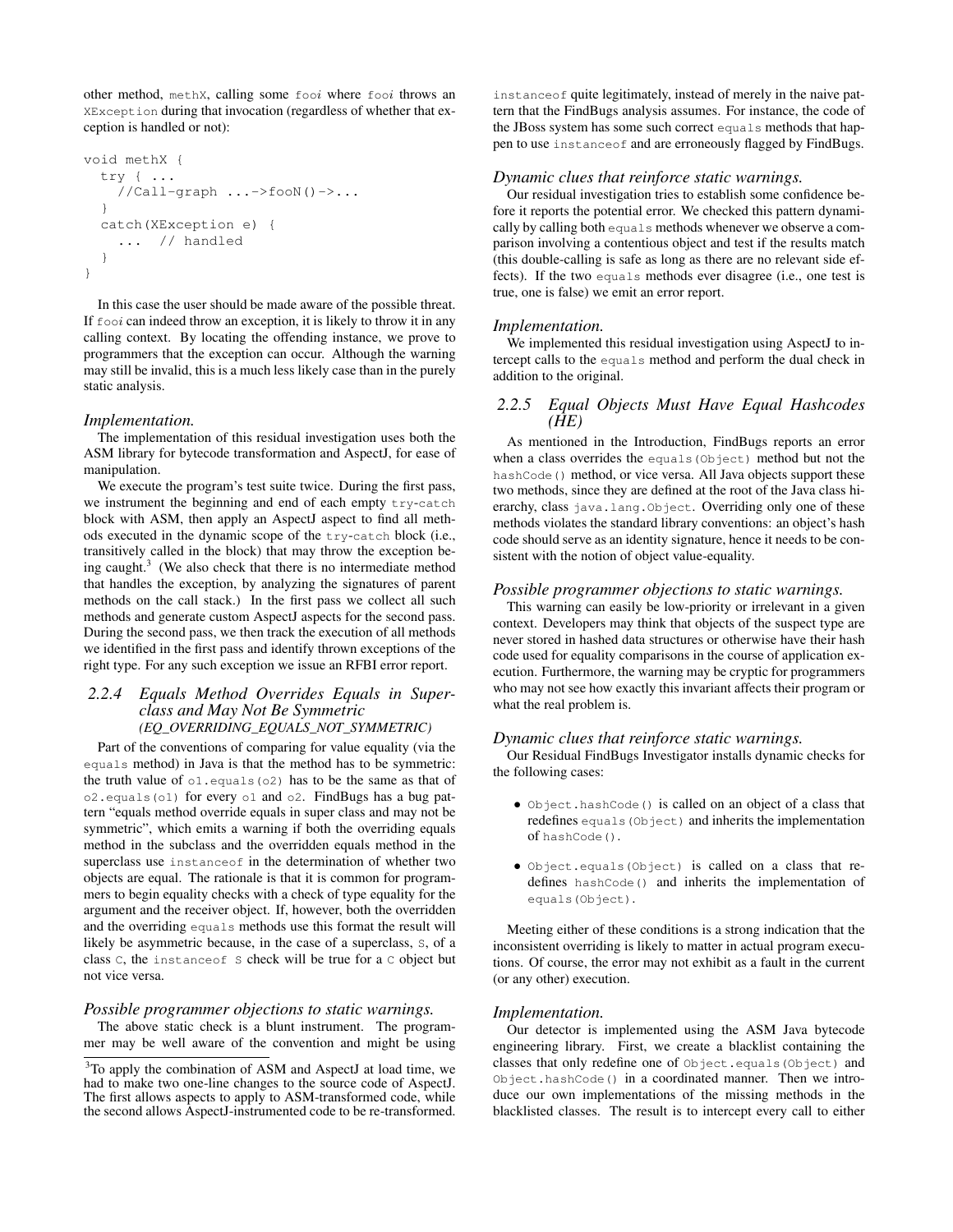other method, `methX`, calling some `foo`*i* where `foo`*i* throws an `XException` during that invocation (regardless of whether that exception is handled or not):

```
void methX {
  try { ...
    //Call-graph ...->fooN()->...
  }
  catch(XException e) {
    ...  // handled
  }
}
```

In this case the user should be made aware of the possible threat. If `foo`*i* can indeed throw an exception, it is likely to throw it in any calling context. By locating the offending instance, we prove to programmers that the exception can occur. Although the warning may still be invalid, this is a much less likely case than in the purely static analysis.

#### *Implementation.*

The implementation of this residual investigation uses both the ASM library for bytecode transformation and AspectJ, for ease of manipulation.

We execute the program's test suite twice. During the first pass, we instrument the beginning and end of each empty `try`-`catch` block with ASM, then apply an AspectJ aspect to find all methods executed in the dynamic scope of the `try`-`catch` block (i.e., transitively called in the block) that may throw the exception being caught.[3] (We also check that there is no intermediate method that handles the exception, by analyzing the signatures of parent methods on the call stack.) In the first pass we collect all such methods and generate custom AspectJ aspects for the second pass. During the second pass, we then track the execution of all methods we identified in the first pass and identify thrown exceptions of the right type. For any such exception we issue an RFBI error report.

### 2.2.4 Equals Method Overrides Equals in Superclass and May Not Be Symmetric *(EQ_OVERRIDING_EQUALS_NOT_SYMMETRIC)*

Part of the conventions of comparing for value equality (via the `equals` method) in Java is that the method has to be symmetric: the truth value of `o1.equals(o2)` has to be the same as that of `o2.equals(o1)` for every `o1` and `o2`. FindBugs has a bug pattern "equals method override equals in super class and may not be symmetric", which emits a warning if both the overriding equals method in the subclass and the overridden equals method in the superclass use `instanceof` in the determination of whether two objects are equal. The rationale is that it is common for programmers to begin equality checks with a check of type equality for the argument and the receiver object. If, however, both the overridden and the overriding `equals` methods use this format the result will likely be asymmetric because, in the case of a superclass, `S`, of a class `C`, the `instanceof S` check will be true for a `C` object but not vice versa.

#### *Possible programmer objections to static warnings.*

The above static check is a blunt instrument. The programmer may be well aware of the convention and might be using `instanceof` quite legitimately, instead of merely in the naive pattern that the FindBugs analysis assumes. For instance, the code of the JBoss system has some such correct `equals` methods that happen to use `instanceof` and are erroneously flagged by FindBugs.

#### *Dynamic clues that reinforce static warnings.*

Our residual investigation tries to establish some confidence before it reports the potential error. We checked this pattern dynamically by calling both `equals` methods whenever we observe a comparison involving a contentious object and test if the results match (this double-calling is safe as long as there are no relevant side effects). If the two `equals` methods ever disagree (i.e., one test is true, one is false) we emit an error report.

#### *Implementation.*

We implemented this residual investigation using AspectJ to intercept calls to the `equals` method and perform the dual check in addition to the original.

### 2.2.5 Equal Objects Must Have Equal Hashcodes *(HE)*

As mentioned in the Introduction, FindBugs reports an error when a class overrides the `equals(Object)` method but not the `hashCode()` method, or vice versa. All Java objects support these two methods, since they are defined at the root of the Java class hierarchy, class `java.lang.Object`. Overriding only one of these methods violates the standard library conventions: an object's hash code should serve as an identity signature, hence it needs to be consistent with the notion of object value-equality.

#### *Possible programmer objections to static warnings.*

This warning can easily be low-priority or irrelevant in a given context. Developers may think that objects of the suspect type are never stored in hashed data structures or otherwise have their hash code used for equality comparisons in the course of application execution. Furthermore, the warning may be cryptic for programmers who may not see how exactly this invariant affects their program or what the real problem is.

#### *Dynamic clues that reinforce static warnings.*

Our Residual FindBugs Investigator installs dynamic checks for the following cases:

- `Object.hashCode()` is called on an object of a class that redefines `equals(Object)` and inherits the implementation of `hashCode()`.
- `Object.equals(Object)` is called on a class that redefines `hashCode()` and inherits the implementation of `equals(Object)`.

Meeting either of these conditions is a strong indication that the inconsistent overriding is likely to matter in actual program executions. Of course, the error may not exhibit as a fault in the current (or any other) execution.

#### *Implementation.*

Our detector is implemented using the ASM Java bytecode engineering library. First, we create a blacklist containing the classes that only redefine one of `Object.equals(Object)` and `Object.hashCode()` in a coordinated manner. Then we introduce our own implementations of the missing methods in the blacklisted classes. The result is to intercept every call to either

[3] To apply the combination of ASM and AspectJ at load time, we had to make two one-line changes to the source code of AspectJ. The first allows aspects to apply to ASM-transformed code, while the second allows AspectJ-instrumented code to be re-transformed.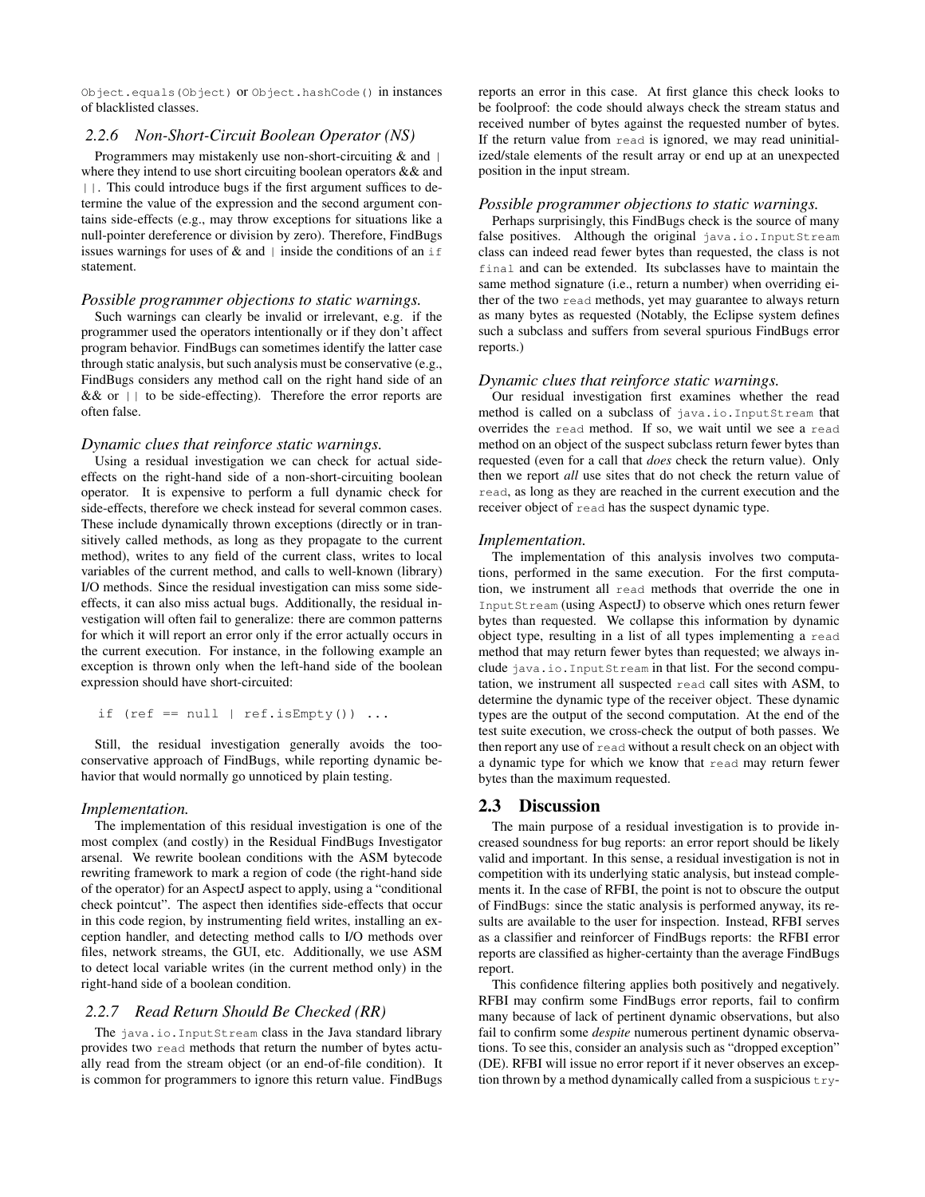`Object.equals(Object)` or `Object.hashCode()` in instances of blacklisted classes.

### 2.2.6 Non-Short-Circuit Boolean Operator (NS)

Programmers may mistakenly use non-short-circuiting & and | where they intend to use short circuiting boolean operators && and ||. This could introduce bugs if the first argument suffices to determine the value of the expression and the second argument contains side-effects (e.g., may throw exceptions for situations like a null-pointer dereference or division by zero). Therefore, FindBugs issues warnings for uses of & and | inside the conditions of an `if` statement.

*Possible programmer objections to static warnings.*

Such warnings can clearly be invalid or irrelevant, e.g. if the programmer used the operators intentionally or if they don't affect program behavior. FindBugs can sometimes identify the latter case through static analysis, but such analysis must be conservative (e.g., FindBugs considers any method call on the right hand side of an && or || to be side-effecting). Therefore the error reports are often false.

*Dynamic clues that reinforce static warnings.*

Using a residual investigation we can check for actual side-effects on the right-hand side of a non-short-circuiting boolean operator. It is expensive to perform a full dynamic check for side-effects, therefore we check instead for several common cases. These include dynamically thrown exceptions (directly or in transitively called methods, as long as they propagate to the current method), writes to any field of the current class, writes to local variables of the current method, and calls to well-known (library) I/O methods. Since the residual investigation can miss some side-effects, it can also miss actual bugs. Additionally, the residual investigation will often fail to generalize: there are common patterns for which it will report an error only if the error actually occurs in the current execution. For instance, in the following example an exception is thrown only when the left-hand side of the boolean expression should have short-circuited:

```
if (ref == null | ref.isEmpty()) ...
```

Still, the residual investigation generally avoids the too-conservative approach of FindBugs, while reporting dynamic behavior that would normally go unnoticed by plain testing.

*Implementation.*

The implementation of this residual investigation is one of the most complex (and costly) in the Residual FindBugs Investigator arsenal. We rewrite boolean conditions with the ASM bytecode rewriting framework to mark a region of code (the right-hand side of the operator) for an AspectJ aspect to apply, using a "conditional check pointcut". The aspect then identifies side-effects that occur in this code region, by instrumenting field writes, installing an exception handler, and detecting method calls to I/O methods over files, network streams, the GUI, etc. Additionally, we use ASM to detect local variable writes (in the current method only) in the right-hand side of a boolean condition.

### 2.2.7 Read Return Should Be Checked (RR)

The `java.io.InputStream` class in the Java standard library provides two `read` methods that return the number of bytes actually read from the stream object (or an end-of-file condition). It is common for programmers to ignore this return value. FindBugs reports an error in this case. At first glance this check looks to be foolproof: the code should always check the stream status and received number of bytes against the requested number of bytes. If the return value from `read` is ignored, we may read uninitialized/stale elements of the result array or end up at an unexpected position in the input stream.

*Possible programmer objections to static warnings.*

Perhaps surprisingly, this FindBugs check is the source of many false positives. Although the original `java.io.InputStream` class can indeed read fewer bytes than requested, the class is not `final` and can be extended. Its subclasses have to maintain the same method signature (i.e., return a number) when overriding either of the two `read` methods, yet may guarantee to always return as many bytes as requested (Notably, the Eclipse system defines such a subclass and suffers from several spurious FindBugs error reports.)

*Dynamic clues that reinforce static warnings.*

Our residual investigation first examines whether the read method is called on a subclass of `java.io.InputStream` that overrides the `read` method. If so, we wait until we see a `read` method on an object of the suspect subclass return fewer bytes than requested (even for a call that *does* check the return value). Only then we report *all* use sites that do not check the return value of `read`, as long as they are reached in the current execution and the receiver object of `read` has the suspect dynamic type.

*Implementation.*

The implementation of this analysis involves two computations, performed in the same execution. For the first computation, we instrument all `read` methods that override the one in `InputStream` (using AspectJ) to observe which ones return fewer bytes than requested. We collapse this information by dynamic object type, resulting in a list of all types implementing a `read` method that may return fewer bytes than requested; we always include `java.io.InputStream` in that list. For the second computation, we instrument all suspected `read` call sites with ASM, to determine the dynamic type of the receiver object. These dynamic types are the output of the second computation. At the end of the test suite execution, we cross-check the output of both passes. We then report any use of `read` without a result check on an object with a dynamic type for which we know that `read` may return fewer bytes than the maximum requested.

## 2.3 Discussion

The main purpose of a residual investigation is to provide increased soundness for bug reports: an error report should be likely valid and important. In this sense, a residual investigation is not in competition with its underlying static analysis, but instead complements it. In the case of RFBI, the point is not to obscure the output of FindBugs: since the static analysis is performed anyway, its results are available to the user for inspection. Instead, RFBI serves as a classifier and reinforcer of FindBugs reports: the RFBI error reports are classified as higher-certainty than the average FindBugs report.

This confidence filtering applies both positively and negatively. RFBI may confirm some FindBugs error reports, fail to confirm many because of lack of pertinent dynamic observations, but also fail to confirm some *despite* numerous pertinent dynamic observations. To see this, consider an analysis such as "dropped exception" (DE). RFBI will issue no error report if it never observes an exception thrown by a method dynamically called from a suspicious `try`-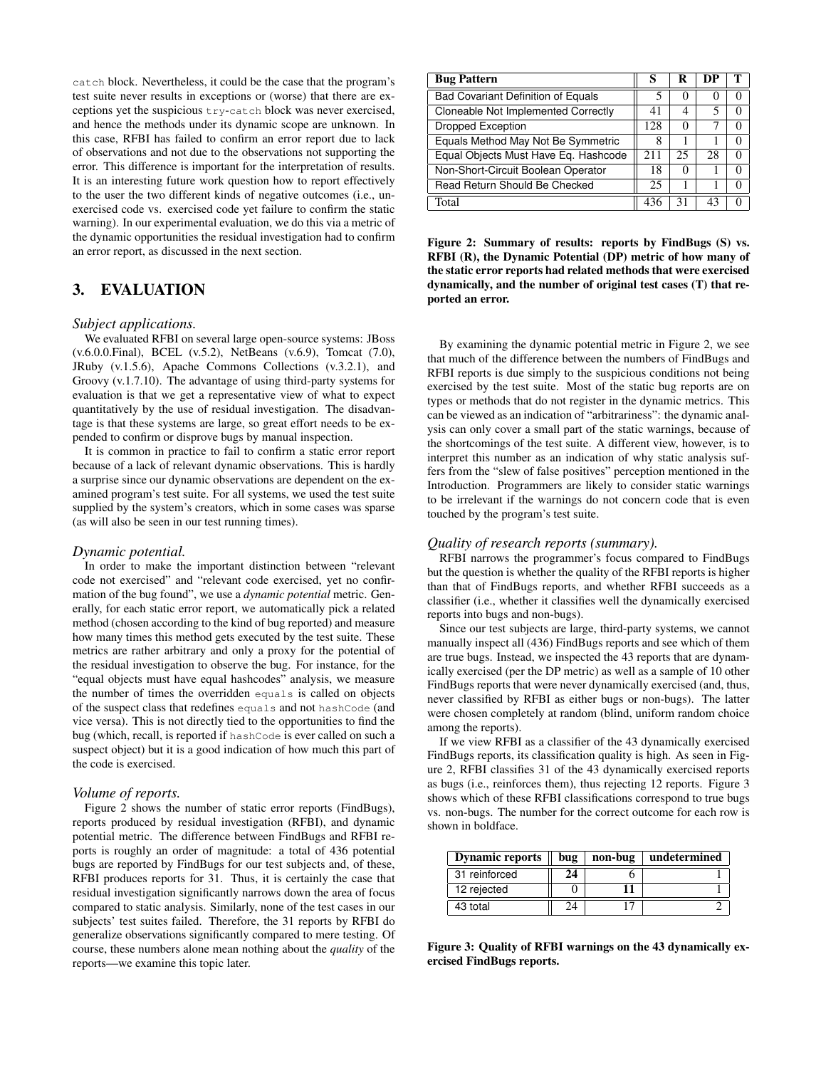catch block. Nevertheless, it could be the case that the program's test suite never results in exceptions or (worse) that there are exceptions yet the suspicious try-catch block was never exercised, and hence the methods under its dynamic scope are unknown. In this case, RFBI has failed to confirm an error report due to lack of observations and not due to the observations not supporting the error. This difference is important for the interpretation of results. It is an interesting future work question how to report effectively to the user the two different kinds of negative outcomes (i.e., unexercised code vs. exercised code yet failure to confirm the static warning). In our experimental evaluation, we do this via a metric of the dynamic opportunities the residual investigation had to confirm an error report, as discussed in the next section.

## 3. EVALUATION

### *Subject applications.*

We evaluated RFBI on several large open-source systems: JBoss (v.6.0.0.Final), BCEL (v.5.2), NetBeans (v.6.9), Tomcat (7.0), JRuby (v.1.5.6), Apache Commons Collections (v.3.2.1), and Groovy (v.1.7.10). The advantage of using third-party systems for evaluation is that we get a representative view of what to expect quantitatively by the use of residual investigation. The disadvantage is that these systems are large, so great effort needs to be expended to confirm or disprove bugs by manual inspection.

It is common in practice to fail to confirm a static error report because of a lack of relevant dynamic observations. This is hardly a surprise since our dynamic observations are dependent on the examined program's test suite. For all systems, we used the test suite supplied by the system's creators, which in some cases was sparse (as will also be seen in our test running times).

### *Dynamic potential.*

In order to make the important distinction between "relevant code not exercised" and "relevant code exercised, yet no confirmation of the bug found", we use a *dynamic potential* metric. Generally, for each static error report, we automatically pick a related method (chosen according to the kind of bug reported) and measure how many times this method gets executed by the test suite. These metrics are rather arbitrary and only a proxy for the potential of the residual investigation to observe the bug. For instance, for the "equal objects must have equal hashcodes" analysis, we measure the number of times the overridden equals is called on objects of the suspect class that redefines equals and not hashCode (and vice versa). This is not directly tied to the opportunities to find the bug (which, recall, is reported if hashCode is ever called on such a suspect object) but it is a good indication of how much this part of the code is exercised.

### *Volume of reports.*

Figure 2 shows the number of static error reports (FindBugs), reports produced by residual investigation (RFBI), and dynamic potential metric. The difference between FindBugs and RFBI reports is roughly an order of magnitude: a total of 436 potential bugs are reported by FindBugs for our test subjects and, of these, RFBI produces reports for 31. Thus, it is certainly the case that residual investigation significantly narrows down the area of focus compared to static analysis. Similarly, none of the test cases in our subjects' test suites failed. Therefore, the 31 reports by RFBI do generalize observations significantly compared to mere testing. Of course, these numbers alone mean nothing about the *quality* of the reports—we examine this topic later.

| Bug Pattern | S | R | DP | T |
|---|---|---|---|---|
| Bad Covariant Definition of Equals | 5 | 0 | 0 | 0 |
| Cloneable Not Implemented Correctly | 41 | 4 | 5 | 0 |
| Dropped Exception | 128 | 0 | 7 | 0 |
| Equals Method May Not Be Symmetric | 8 | 1 | 1 | 0 |
| Equal Objects Must Have Eq. Hashcode | 211 | 25 | 28 | 0 |
| Non-Short-Circuit Boolean Operator | 18 | 0 | 1 | 0 |
| Read Return Should Be Checked | 25 | 1 | 1 | 0 |
| Total | 436 | 31 | 43 | 0 |

**Figure 2: Summary of results: reports by FindBugs (S) vs. RFBI (R), the Dynamic Potential (DP) metric of how many of the static error reports had related methods that were exercised dynamically, and the number of original test cases (T) that reported an error.**

By examining the dynamic potential metric in Figure 2, we see that much of the difference between the numbers of FindBugs and RFBI reports is due simply to the suspicious conditions not being exercised by the test suite. Most of the static bug reports are on types or methods that do not register in the dynamic metrics. This can be viewed as an indication of "arbitrariness": the dynamic analysis can only cover a small part of the static warnings, because of the shortcomings of the test suite. A different view, however, is to interpret this number as an indication of why static analysis suffers from the "slew of false positives" perception mentioned in the Introduction. Programmers are likely to consider static warnings to be irrelevant if the warnings do not concern code that is even touched by the program's test suite.

### *Quality of research reports (summary).*

RFBI narrows the programmer's focus compared to FindBugs but the question is whether the quality of the RFBI reports is higher than that of FindBugs reports, and whether RFBI succeeds as a classifier (i.e., whether it classifies well the dynamically exercised reports into bugs and non-bugs).

Since our test subjects are large, third-party systems, we cannot manually inspect all (436) FindBugs reports and see which of them are true bugs. Instead, we inspected the 43 reports that are dynamically exercised (per the DP metric) as well as a sample of 10 other FindBugs reports that were never dynamically exercised (and, thus, never classified by RFBI as either bugs or non-bugs). The latter were chosen completely at random (blind, uniform random choice among the reports).

If we view RFBI as a classifier of the 43 dynamically exercised FindBugs reports, its classification quality is high. As seen in Figure 2, RFBI classifies 31 of the 43 dynamically exercised reports as bugs (i.e., reinforces them), thus rejecting 12 reports. Figure 3 shows which of these RFBI classifications correspond to true bugs vs. non-bugs. The number for the correct outcome for each row is shown in boldface.

| Dynamic reports | bug | non-bug | undetermined |
|---|---|---|---|
| 31 reinforced | **24** | 6 | 1 |
| 12 rejected | 0 | **11** | 1 |
| 43 total | 24 | 17 | 2 |

**Figure 3: Quality of RFBI warnings on the 43 dynamically exercised FindBugs reports.**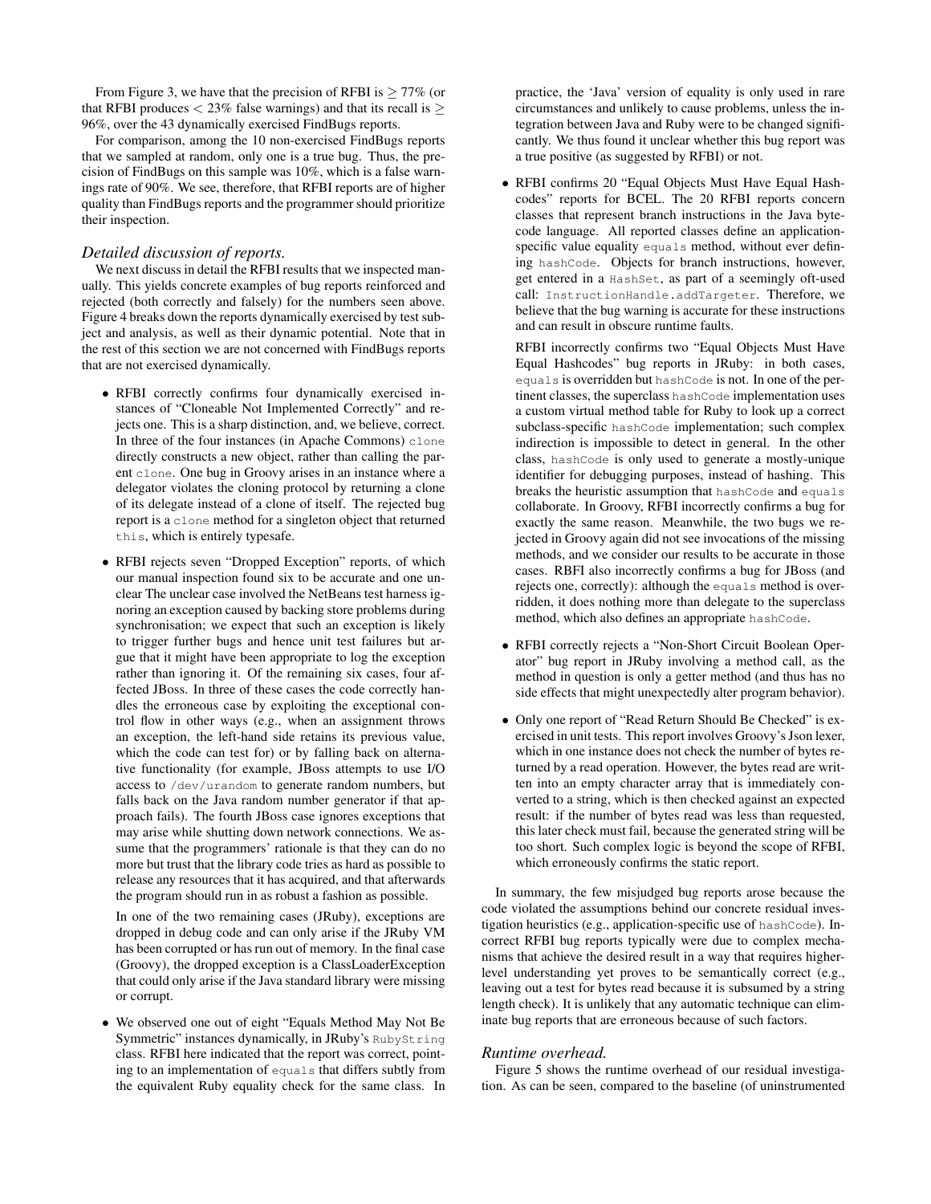From Figure 3, we have that the precision of RFBI is $\geq 77\%$ (or that RFBI produces $< 23\%$ false warnings) and that its recall is $\geq 96\%$, over the 43 dynamically exercised FindBugs reports.

For comparison, among the 10 non-exercised FindBugs reports that we sampled at random, only one is a true bug. Thus, the precision of FindBugs on this sample was 10%, which is a false warnings rate of 90%. We see, therefore, that RFBI reports are of higher quality than FindBugs reports and the programmer should prioritize their inspection.

### *Detailed discussion of reports.*

We next discuss in detail the RFBI results that we inspected manually. This yields concrete examples of bug reports reinforced and rejected (both correctly and falsely) for the numbers seen above. Figure 4 breaks down the reports dynamically exercised by test subject and analysis, as well as their dynamic potential. Note that in the rest of this section we are not concerned with FindBugs reports that are not exercised dynamically.

- RFBI correctly confirms four dynamically exercised instances of "Cloneable Not Implemented Correctly" and rejects one. This is a sharp distinction, and, we believe, correct. In three of the four instances (in Apache Commons) `clone` directly constructs a new object, rather than calling the parent `clone`. One bug in Groovy arises in an instance where a delegator violates the cloning protocol by returning a clone of its delegate instead of a clone of itself. The rejected bug report is a `clone` method for a singleton object that returned `this`, which is entirely typesafe.

- RFBI rejects seven "Dropped Exception" reports, of which our manual inspection found six to be accurate and one unclear The unclear case involved the NetBeans test harness ignoring an exception caused by backing store problems during synchronisation; we expect that such an exception is likely to trigger further bugs and hence unit test failures but argue that it might have been appropriate to log the exception rather than ignoring it. Of the remaining six cases, four affected JBoss. In three of these cases the code correctly handles the erroneous case by exploiting the exceptional control flow in other ways (e.g., when an assignment throws an exception, the left-hand side retains its previous value, which the code can test for) or by falling back on alternative functionality (for example, JBoss attempts to use I/O access to `/dev/urandom` to generate random numbers, but falls back on the Java random number generator if that approach fails). The fourth JBoss case ignores exceptions that may arise while shutting down network connections. We assume that the programmers' rationale is that they can do no more but trust that the library code tries as hard as possible to release any resources that it has acquired, and that afterwards the program should run in as robust a fashion as possible.

  In one of the two remaining cases (JRuby), exceptions are dropped in debug code and can only arise if the JRuby VM has been corrupted or has run out of memory. In the final case (Groovy), the dropped exception is a ClassLoaderException that could only arise if the Java standard library were missing or corrupt.

- We observed one out of eight "Equals Method May Not Be Symmetric" instances dynamically, in JRuby's `RubyString` class. RFBI here indicated that the report was correct, pointing to an implementation of `equals` that differs subtly from the equivalent Ruby equality check for the same class. In practice, the 'Java' version of equality is only used in rare circumstances and unlikely to cause problems, unless the integration between Java and Ruby were to be changed significantly. We thus found it unclear whether this bug report was a true positive (as suggested by RFBI) or not.

- RFBI confirms 20 "Equal Objects Must Have Equal Hashcodes" reports for BCEL. The 20 RFBI reports concern classes that represent branch instructions in the Java bytecode language. All reported classes define an application-specific value equality `equals` method, without ever defining `hashCode`. Objects for branch instructions, however, get entered in a `HashSet`, as part of a seemingly oft-used call: `InstructionHandle.addTargeter`. Therefore, we believe that the bug warning is accurate for these instructions and can result in obscure runtime faults.

  RFBI incorrectly confirms two "Equal Objects Must Have Equal Hashcodes" bug reports in JRuby: in both cases, `equals` is overridden but `hashCode` is not. In one of the pertinent classes, the superclass `hashCode` implementation uses a custom virtual method table for Ruby to look up a correct subclass-specific `hashCode` implementation; such complex indirection is impossible to detect in general. In the other class, `hashCode` is only used to generate a mostly-unique identifier for debugging purposes, instead of hashing. This breaks the heuristic assumption that `hashCode` and `equals` collaborate. In Groovy, RFBI incorrectly confirms a bug for exactly the same reason. Meanwhile, the two bugs we rejected in Groovy again did not see invocations of the missing methods, and we consider our results to be accurate in those cases. RBFI also incorrectly confirms a bug for JBoss (and rejects one, correctly): although the `equals` method is overridden, it does nothing more than delegate to the superclass method, which also defines an appropriate `hashCode`.

- RFBI correctly rejects a "Non-Short Circuit Boolean Operator" bug report in JRuby involving a method call, as the method in question is only a getter method (and thus has no side effects that might unexpectedly alter program behavior).

- Only one report of "Read Return Should Be Checked" is exercised in unit tests. This report involves Groovy's Json lexer, which in one instance does not check the number of bytes returned by a read operation. However, the bytes read are written into an empty character array that is immediately converted to a string, which is then checked against an expected result: if the number of bytes read was less than requested, this later check must fail, because the generated string will be too short. Such complex logic is beyond the scope of RFBI, which erroneously confirms the static report.

In summary, the few misjudged bug reports arose because the code violated the assumptions behind our concrete residual investigation heuristics (e.g., application-specific use of `hashCode`). Incorrect RFBI bug reports typically were due to complex mechanisms that achieve the desired result in a way that requires higher-level understanding yet proves to be semantically correct (e.g., leaving out a test for bytes read because it is subsumed by a string length check). It is unlikely that any automatic technique can eliminate bug reports that are erroneous because of such factors.

### *Runtime overhead.*

Figure 5 shows the runtime overhead of our residual investigation. As can be seen, compared to the baseline (of uninstrumented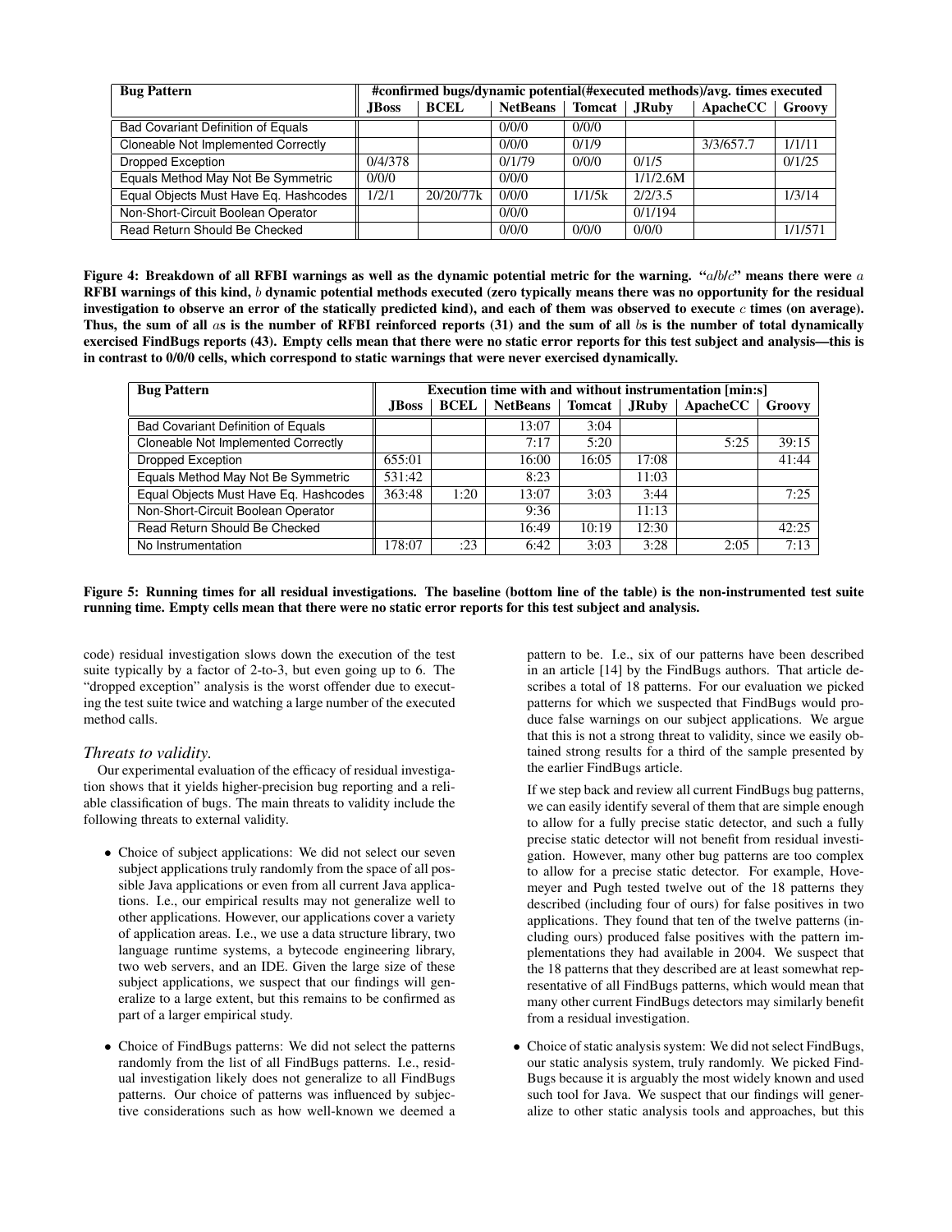| Bug Pattern | #confirmed bugs/dynamic potential(#executed methods)/avg. times executed | | | | | | |
|---|---|---|---|---|---|---|---|
| | JBoss | BCEL | NetBeans | Tomcat | JRuby | ApacheCC | Groovy |
| Bad Covariant Definition of Equals | | | 0/0/0 | 0/0/0 | | | |
| Cloneable Not Implemented Correctly | | | 0/0/0 | 0/1/9 | | 3/3/657.7 | 1/1/11 |
| Dropped Exception | 0/4/378 | | 0/1/79 | 0/0/0 | 0/1/5 | | 0/1/25 |
| Equals Method May Not Be Symmetric | 0/0/0 | | 0/0/0 | | 1/1/2.6M | | |
| Equal Objects Must Have Eq. Hashcodes | 1/2/1 | 20/20/77k | 0/0/0 | 1/1/5k | 2/2/3.5 | | 1/3/14 |
| Non-Short-Circuit Boolean Operator | | | 0/0/0 | | 0/1/194 | | |
| Read Return Should Be Checked | | | 0/0/0 | 0/0/0 | 0/0/0 | | 1/1/571 |

**Figure 4: Breakdown of all RFBI warnings as well as the dynamic potential metric for the warning. "$a/b/c$" means there were $a$ RFBI warnings of this kind, $b$ dynamic potential methods executed (zero typically means there was no opportunity for the residual investigation to observe an error of the statically predicted kind), and each of them was observed to execute $c$ times (on average). Thus, the sum of all $a$s is the number of RFBI reinforced reports (31) and the sum of all $b$s is the number of total dynamically exercised FindBugs reports (43). Empty cells mean that there were no static error reports for this test subject and analysis—this is in contrast to 0/0/0 cells, which correspond to static warnings that were never exercised dynamically.**

| Bug Pattern | Execution time with and without instrumentation [min:s] | | | | | | |
|---|---|---|---|---|---|---|---|
| | JBoss | BCEL | NetBeans | Tomcat | JRuby | ApacheCC | Groovy |
| Bad Covariant Definition of Equals | | | 13:07 | 3:04 | | | |
| Cloneable Not Implemented Correctly | | | 7:17 | 5:20 | | 5:25 | 39:15 |
| Dropped Exception | 655:01 | | 16:00 | 16:05 | 17:08 | | 41:44 |
| Equals Method May Not Be Symmetric | 531:42 | | 8:23 | | 11:03 | | |
| Equal Objects Must Have Eq. Hashcodes | 363:48 | 1:20 | 13:07 | 3:03 | 3:44 | | 7:25 |
| Non-Short-Circuit Boolean Operator | | | 9:36 | | 11:13 | | |
| Read Return Should Be Checked | | | 16:49 | 10:19 | 12:30 | | 42:25 |
| No Instrumentation | 178:07 | :23 | 6:42 | 3:03 | 3:28 | 2:05 | 7:13 |

**Figure 5: Running times for all residual investigations. The baseline (bottom line of the table) is the non-instrumented test suite running time. Empty cells mean that there were no static error reports for this test subject and analysis.**

code) residual investigation slows down the execution of the test suite typically by a factor of 2-to-3, but even going up to 6. The "dropped exception" analysis is the worst offender due to executing the test suite twice and watching a large number of the executed method calls.

### *Threats to validity.*

Our experimental evaluation of the efficacy of residual investigation shows that it yields higher-precision bug reporting and a reliable classification of bugs. The main threats to validity include the following threats to external validity.

- Choice of subject applications: We did not select our seven subject applications truly randomly from the space of all possible Java applications or even from all current Java applications. I.e., our empirical results may not generalize well to other applications. However, our applications cover a variety of application areas. I.e., we use a data structure library, two language runtime systems, a bytecode engineering library, two web servers, and an IDE. Given the large size of these subject applications, we suspect that our findings will generalize to a large extent, but this remains to be confirmed as part of a larger empirical study.

- Choice of FindBugs patterns: We did not select the patterns randomly from the list of all FindBugs patterns. I.e., residual investigation likely does not generalize to all FindBugs patterns. Our choice of patterns was influenced by subjective considerations such as how well-known we deemed a pattern to be. I.e., six of our patterns have been described in an article [14] by the FindBugs authors. That article describes a total of 18 patterns. For our evaluation we picked patterns for which we suspected that FindBugs would produce false warnings on our subject applications. We argue that this is not a strong threat to validity, since we easily obtained strong results for a third of the sample presented by the earlier FindBugs article.

  If we step back and review all current FindBugs bug patterns, we can easily identify several of them that are simple enough to allow for a fully precise static detector, and such a fully precise static detector will not benefit from residual investigation. However, many other bug patterns are too complex to allow for a precise static detector. For example, Hovemeyer and Pugh tested twelve out of the 18 patterns they described (including four of ours) for false positives in two applications. They found that ten of the twelve patterns (including ours) produced false positives with the pattern implementations they had available in 2004. We suspect that the 18 patterns that they described are at least somewhat representative of all FindBugs patterns, which would mean that many other current FindBugs detectors may similarly benefit from a residual investigation.

- Choice of static analysis system: We did not select FindBugs, our static analysis system, truly randomly. We picked FindBugs because it is arguably the most widely known and used such tool for Java. We suspect that our findings will generalize to other static analysis tools and approaches, but this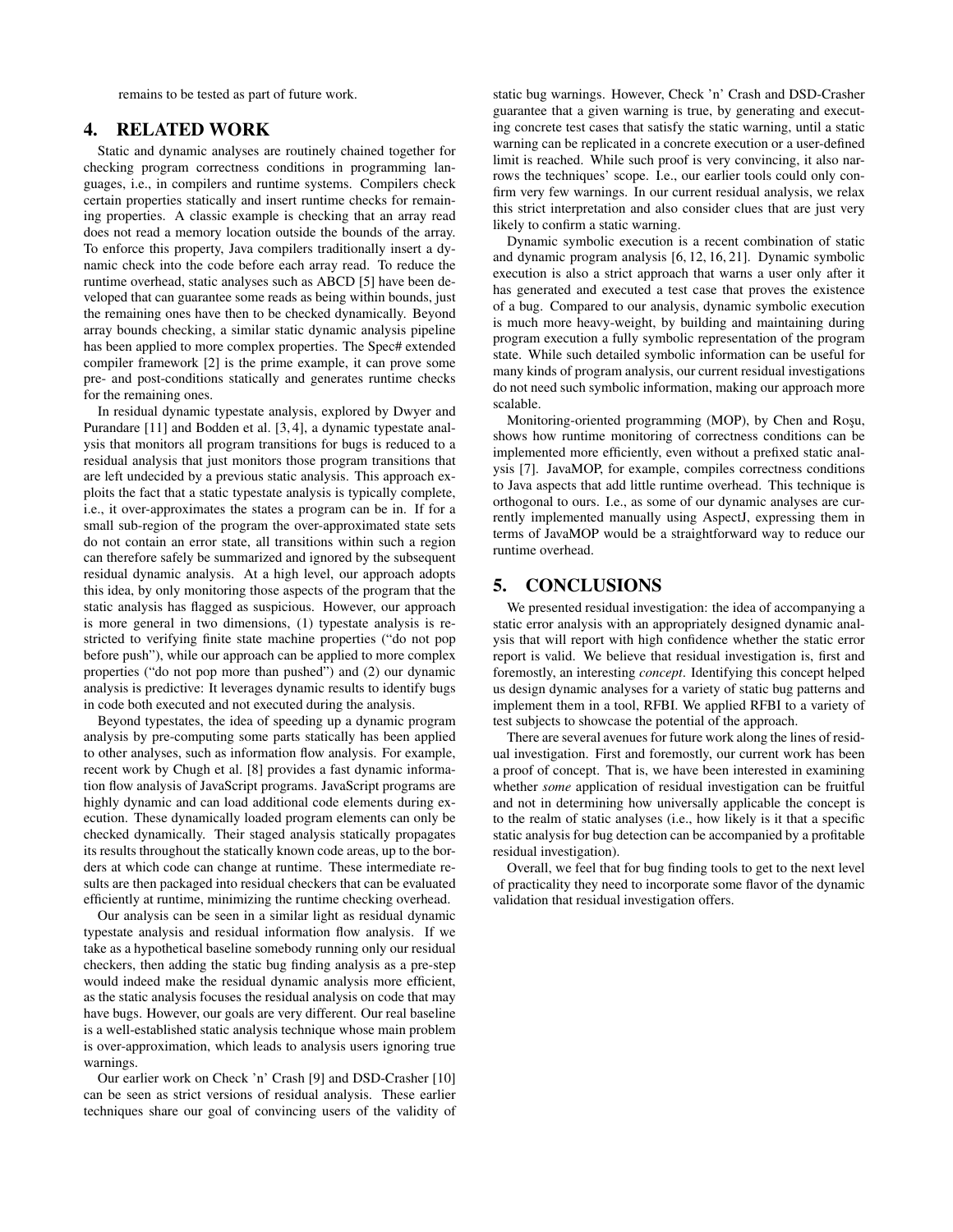remains to be tested as part of future work.

## 4. RELATED WORK

Static and dynamic analyses are routinely chained together for checking program correctness conditions in programming languages, i.e., in compilers and runtime systems. Compilers check certain properties statically and insert runtime checks for remaining properties. A classic example is checking that an array read does not read a memory location outside the bounds of the array. To enforce this property, Java compilers traditionally insert a dynamic check into the code before each array read. To reduce the runtime overhead, static analyses such as ABCD [5] have been developed that can guarantee some reads as being within bounds, just the remaining ones have then to be checked dynamically. Beyond array bounds checking, a similar static dynamic analysis pipeline has been applied to more complex properties. The Spec# extended compiler framework [2] is the prime example, it can prove some pre- and post-conditions statically and generates runtime checks for the remaining ones.

In residual dynamic typestate analysis, explored by Dwyer and Purandare [11] and Bodden et al. [3, 4], a dynamic typestate analysis that monitors all program transitions for bugs is reduced to a residual analysis that just monitors those program transitions that are left undecided by a previous static analysis. This approach exploits the fact that a static typestate analysis is typically complete, i.e., it over-approximates the states a program can be in. If for a small sub-region of the program the over-approximated state sets do not contain an error state, all transitions within such a region can therefore safely be summarized and ignored by the subsequent residual dynamic analysis. At a high level, our approach adopts this idea, by only monitoring those aspects of the program that the static analysis has flagged as suspicious. However, our approach is more general in two dimensions, (1) typestate analysis is restricted to verifying finite state machine properties ("do not pop before push"), while our approach can be applied to more complex properties ("do not pop more than pushed") and (2) our dynamic analysis is predictive: It leverages dynamic results to identify bugs in code both executed and not executed during the analysis.

Beyond typestates, the idea of speeding up a dynamic program analysis by pre-computing some parts statically has been applied to other analyses, such as information flow analysis. For example, recent work by Chugh et al. [8] provides a fast dynamic information flow analysis of JavaScript programs. JavaScript programs are highly dynamic and can load additional code elements during execution. These dynamically loaded program elements can only be checked dynamically. Their staged analysis statically propagates its results throughout the statically known code areas, up to the borders at which code can change at runtime. These intermediate results are then packaged into residual checkers that can be evaluated efficiently at runtime, minimizing the runtime checking overhead.

Our analysis can be seen in a similar light as residual dynamic typestate analysis and residual information flow analysis. If we take as a hypothetical baseline somebody running only our residual checkers, then adding the static bug finding analysis as a pre-step would indeed make the residual dynamic analysis more efficient, as the static analysis focuses the residual analysis on code that may have bugs. However, our goals are very different. Our real baseline is a well-established static analysis technique whose main problem is over-approximation, which leads to analysis users ignoring true warnings.

Our earlier work on Check 'n' Crash [9] and DSD-Crasher [10] can be seen as strict versions of residual analysis. These earlier techniques share our goal of convincing users of the validity of static bug warnings. However, Check 'n' Crash and DSD-Crasher guarantee that a given warning is true, by generating and executing concrete test cases that satisfy the static warning, until a static warning can be replicated in a concrete execution or a user-defined limit is reached. While such proof is very convincing, it also narrows the techniques' scope. I.e., our earlier tools could only confirm very few warnings. In our current residual analysis, we relax this strict interpretation and also consider clues that are just very likely to confirm a static warning.

Dynamic symbolic execution is a recent combination of static and dynamic program analysis [6, 12, 16, 21]. Dynamic symbolic execution is also a strict approach that warns a user only after it has generated and executed a test case that proves the existence of a bug. Compared to our analysis, dynamic symbolic execution is much more heavy-weight, by building and maintaining during program execution a fully symbolic representation of the program state. While such detailed symbolic information can be useful for many kinds of program analysis, our current residual investigations do not need such symbolic information, making our approach more scalable.

Monitoring-oriented programming (MOP), by Chen and Roşu, shows how runtime monitoring of correctness conditions can be implemented more efficiently, even without a prefixed static analysis [7]. JavaMOP, for example, compiles correctness conditions to Java aspects that add little runtime overhead. This technique is orthogonal to ours. I.e., as some of our dynamic analyses are currently implemented manually using AspectJ, expressing them in terms of JavaMOP would be a straightforward way to reduce our runtime overhead.

## 5. CONCLUSIONS

We presented residual investigation: the idea of accompanying a static error analysis with an appropriately designed dynamic analysis that will report with high confidence whether the static error report is valid. We believe that residual investigation is, first and foremostly, an interesting *concept*. Identifying this concept helped us design dynamic analyses for a variety of static bug patterns and implement them in a tool, RFBI. We applied RFBI to a variety of test subjects to showcase the potential of the approach.

There are several avenues for future work along the lines of residual investigation. First and foremostly, our current work has been a proof of concept. That is, we have been interested in examining whether *some* application of residual investigation can be fruitful and not in determining how universally applicable the concept is to the realm of static analyses (i.e., how likely is it that a specific static analysis for bug detection can be accompanied by a profitable residual investigation).

Overall, we feel that for bug finding tools to get to the next level of practicality they need to incorporate some flavor of the dynamic validation that residual investigation offers.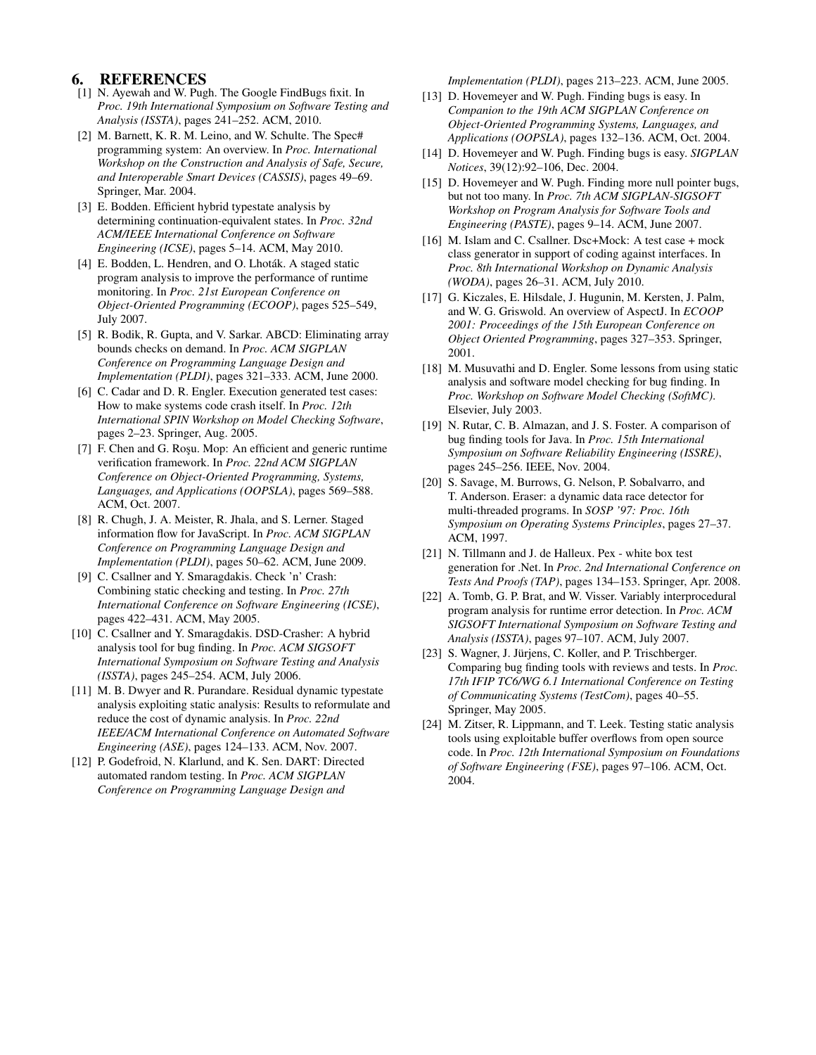## 6. REFERENCES

[1] N. Ayewah and W. Pugh. The Google FindBugs fixit. In *Proc. 19th International Symposium on Software Testing and Analysis (ISSTA)*, pages 241–252. ACM, 2010.

[2] M. Barnett, K. R. M. Leino, and W. Schulte. The Spec# programming system: An overview. In *Proc. International Workshop on the Construction and Analysis of Safe, Secure, and Interoperable Smart Devices (CASSIS)*, pages 49–69. Springer, Mar. 2004.

[3] E. Bodden. Efficient hybrid typestate analysis by determining continuation-equivalent states. In *Proc. 32nd ACM/IEEE International Conference on Software Engineering (ICSE)*, pages 5–14. ACM, May 2010.

[4] E. Bodden, L. Hendren, and O. Lhoták. A staged static program analysis to improve the performance of runtime monitoring. In *Proc. 21st European Conference on Object-Oriented Programming (ECOOP)*, pages 525–549, July 2007.

[5] R. Bodik, R. Gupta, and V. Sarkar. ABCD: Eliminating array bounds checks on demand. In *Proc. ACM SIGPLAN Conference on Programming Language Design and Implementation (PLDI)*, pages 321–333. ACM, June 2000.

[6] C. Cadar and D. R. Engler. Execution generated test cases: How to make systems code crash itself. In *Proc. 12th International SPIN Workshop on Model Checking Software*, pages 2–23. Springer, Aug. 2005.

[7] F. Chen and G. Roşu. Mop: An efficient and generic runtime verification framework. In *Proc. 22nd ACM SIGPLAN Conference on Object-Oriented Programming, Systems, Languages, and Applications (OOPSLA)*, pages 569–588. ACM, Oct. 2007.

[8] R. Chugh, J. A. Meister, R. Jhala, and S. Lerner. Staged information flow for JavaScript. In *Proc. ACM SIGPLAN Conference on Programming Language Design and Implementation (PLDI)*, pages 50–62. ACM, June 2009.

[9] C. Csallner and Y. Smaragdakis. Check 'n' Crash: Combining static checking and testing. In *Proc. 27th International Conference on Software Engineering (ICSE)*, pages 422–431. ACM, May 2005.

[10] C. Csallner and Y. Smaragdakis. DSD-Crasher: A hybrid analysis tool for bug finding. In *Proc. ACM SIGSOFT International Symposium on Software Testing and Analysis (ISSTA)*, pages 245–254. ACM, July 2006.

[11] M. B. Dwyer and R. Purandare. Residual dynamic typestate analysis exploiting static analysis: Results to reformulate and reduce the cost of dynamic analysis. In *Proc. 22nd IEEE/ACM International Conference on Automated Software Engineering (ASE)*, pages 124–133. ACM, Nov. 2007.

[12] P. Godefroid, N. Klarlund, and K. Sen. DART: Directed automated random testing. In *Proc. ACM SIGPLAN Conference on Programming Language Design and Implementation (PLDI)*, pages 213–223. ACM, June 2005.

[13] D. Hovemeyer and W. Pugh. Finding bugs is easy. In *Companion to the 19th ACM SIGPLAN Conference on Object-Oriented Programming Systems, Languages, and Applications (OOPSLA)*, pages 132–136. ACM, Oct. 2004.

[14] D. Hovemeyer and W. Pugh. Finding bugs is easy. *SIGPLAN Notices*, 39(12):92–106, Dec. 2004.

[15] D. Hovemeyer and W. Pugh. Finding more null pointer bugs, but not too many. In *Proc. 7th ACM SIGPLAN-SIGSOFT Workshop on Program Analysis for Software Tools and Engineering (PASTE)*, pages 9–14. ACM, June 2007.

[16] M. Islam and C. Csallner. Dsc+Mock: A test case + mock class generator in support of coding against interfaces. In *Proc. 8th International Workshop on Dynamic Analysis (WODA)*, pages 26–31. ACM, July 2010.

[17] G. Kiczales, E. Hilsdale, J. Hugunin, M. Kersten, J. Palm, and W. G. Griswold. An overview of AspectJ. In *ECOOP 2001: Proceedings of the 15th European Conference on Object Oriented Programming*, pages 327–353. Springer, 2001.

[18] M. Musuvathi and D. Engler. Some lessons from using static analysis and software model checking for bug finding. In *Proc. Workshop on Software Model Checking (SoftMC)*. Elsevier, July 2003.

[19] N. Rutar, C. B. Almazan, and J. S. Foster. A comparison of bug finding tools for Java. In *Proc. 15th International Symposium on Software Reliability Engineering (ISSRE)*, pages 245–256. IEEE, Nov. 2004.

[20] S. Savage, M. Burrows, G. Nelson, P. Sobalvarro, and T. Anderson. Eraser: a dynamic data race detector for multi-threaded programs. In *SOSP '97: Proc. 16th Symposium on Operating Systems Principles*, pages 27–37. ACM, 1997.

[21] N. Tillmann and J. de Halleux. Pex - white box test generation for .Net. In *Proc. 2nd International Conference on Tests And Proofs (TAP)*, pages 134–153. Springer, Apr. 2008.

[22] A. Tomb, G. P. Brat, and W. Visser. Variably interprocedural program analysis for runtime error detection. In *Proc. ACM SIGSOFT International Symposium on Software Testing and Analysis (ISSTA)*, pages 97–107. ACM, July 2007.

[23] S. Wagner, J. Jürjens, C. Koller, and P. Trischberger. Comparing bug finding tools with reviews and tests. In *Proc. 17th IFIP TC6/WG 6.1 International Conference on Testing of Communicating Systems (TestCom)*, pages 40–55. Springer, May 2005.

[24] M. Zitser, R. Lippmann, and T. Leek. Testing static analysis tools using exploitable buffer overflows from open source code. In *Proc. 12th International Symposium on Foundations of Software Engineering (FSE)*, pages 97–106. ACM, Oct. 2004.